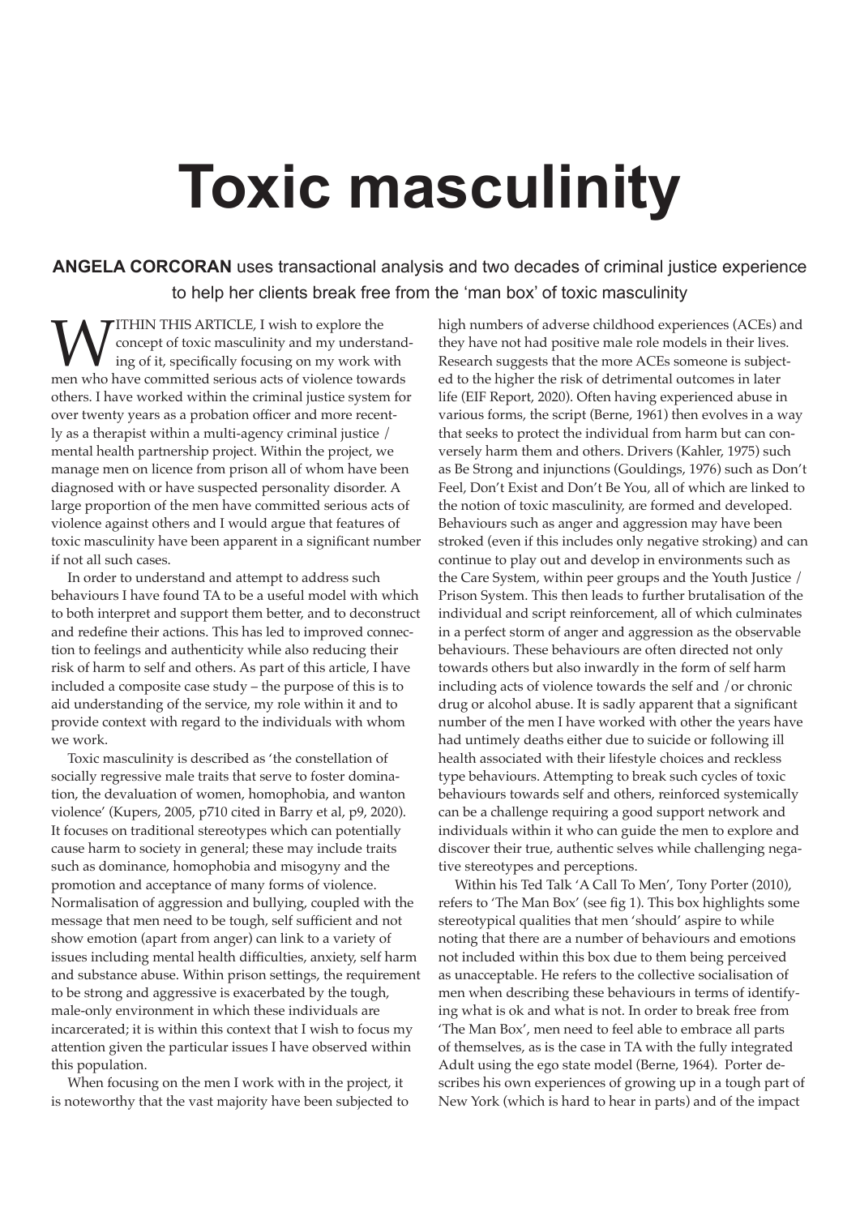# Toxic masculinity

**ANGELA CORCORAN** uses transactional analysis and two decades of criminal justice experience to help her clients break free from the 'man box' of toxic masculinity

WITHIN THIS ARTICLE, I wish to explore the concept of toxic masculinity and my understanding of it, specifically focusing on my work with men who have committed serious acts of violence towards others. I have worked within the criminal justice system for over twenty years as a probation officer and more recently as a therapist within a multi-agency criminal justice / mental health partnership project. Within the project, we manage men on licence from prison all of whom have been diagnosed with or have suspected personality disorder. A large proportion of the men have committed serious acts of violence against others and I would argue that features of toxic masculinity have been apparent in a significant number if not all such cases.

In order to understand and attempt to address such behaviours I have found TA to be a useful model with which to both interpret and support them better, and to deconstruct and redefine their actions. This has led to improved connection to feelings and authenticity while also reducing their risk of harm to self and others. As part of this article, I have included a composite case study – the purpose of this is to aid understanding of the service, my role within it and to provide context with regard to the individuals with whom we work.

Toxic masculinity is described as 'the constellation of socially regressive male traits that serve to foster domination, the devaluation of women, homophobia, and wanton violence' (Kupers, 2005, p710 cited in Barry et al, p9, 2020). It focuses on traditional stereotypes which can potentially cause harm to society in general; these may include traits such as dominance, homophobia and misogyny and the promotion and acceptance of many forms of violence. Normalisation of aggression and bullying, coupled with the message that men need to be tough, self sufficient and not show emotion (apart from anger) can link to a variety of issues including mental health difficulties, anxiety, self harm and substance abuse. Within prison settings, the requirement to be strong and aggressive is exacerbated by the tough, male-only environment in which these individuals are incarcerated; it is within this context that I wish to focus my attention given the particular issues I have observed within this population.

When focusing on the men I work with in the project, it is noteworthy that the vast majority have been subjected to high numbers of adverse childhood experiences (ACEs) and they have not had positive male role models in their lives. Research suggests that the more ACEs someone is subjected to the higher the risk of detrimental outcomes in later life (EIF Report, 2020). Often having experienced abuse in various forms, the script (Berne, 1961) then evolves in a way that seeks to protect the individual from harm but can conversely harm them and others. Drivers (Kahler, 1975) such as Be Strong and injunctions (Gouldings, 1976) such as Don't Feel, Don't Exist and Don't Be You, all of which are linked to the notion of toxic masculinity, are formed and developed. Behaviours such as anger and aggression may have been stroked (even if this includes only negative stroking) and can continue to play out and develop in environments such as the Care System, within peer groups and the Youth Justice / Prison System. This then leads to further brutalisation of the individual and script reinforcement, all of which culminates in a perfect storm of anger and aggression as the observable behaviours. These behaviours are often directed not only towards others but also inwardly in the form of self harm including acts of violence towards the self and /or chronic drug or alcohol abuse. It is sadly apparent that a significant number of the men I have worked with other the years have had untimely deaths either due to suicide or following ill health associated with their lifestyle choices and reckless type behaviours. Attempting to break such cycles of toxic behaviours towards self and others, reinforced systemically can be a challenge requiring a good support network and individuals within it who can guide the men to explore and discover their true, authentic selves while challenging negative stereotypes and perceptions.

Within his Ted Talk 'A Call To Men', Tony Porter (2010), refers to 'The Man Box' (see fig 1). This box highlights some stereotypical qualities that men 'should' aspire to while noting that there are a number of behaviours and emotions not included within this box due to them being perceived as unacceptable. He refers to the collective socialisation of men when describing these behaviours in terms of identifying what is ok and what is not. In order to break free from 'The Man Box', men need to feel able to embrace all parts of themselves, as is the case in TA with the fully integrated Adult using the ego state model (Berne, 1964). Porter describes his own experiences of growing up in a tough part of New York (which is hard to hear in parts) and of the impact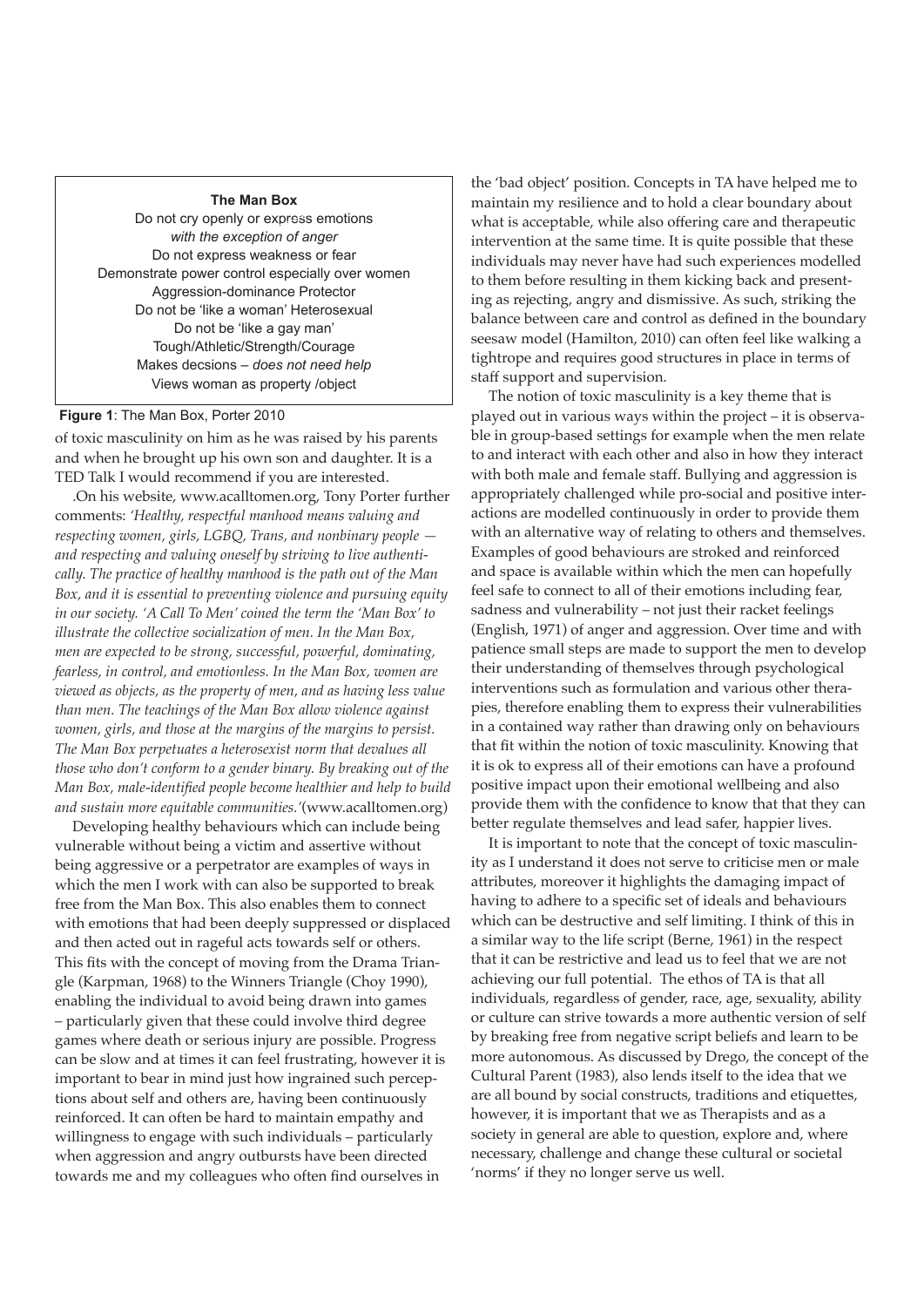**The Man Box**

Do not cry openly or express emotions
*with the exception of anger*
Do not express weakness or fear
Demonstrate power control especially over women
Aggression-dominance Protector
Do not be 'like a woman' Heterosexual
Do not be 'like a gay man'
Tough/Athletic/Strength/Courage
Makes decsions – *does not need help*
Views woman as property /object

**Figure 1**: The Man Box, Porter 2010

of toxic masculinity on him as he was raised by his parents and when he brought up his own son and daughter. It is a TED Talk I would recommend if you are interested.

.On his website, www.acalltomen.org, Tony Porter further comments: *'Healthy, respectful manhood means valuing and respecting women, girls, LGBQ, Trans, and nonbinary people — and respecting and valuing oneself by striving to live authentically. The practice of healthy manhood is the path out of the Man Box, and it is essential to preventing violence and pursuing equity in our society. 'A Call To Men' coined the term the 'Man Box' to illustrate the collective socialization of men. In the Man Box, men are expected to be strong, successful, powerful, dominating, fearless, in control, and emotionless. In the Man Box, women are viewed as objects, as the property of men, and as having less value than men. The teachings of the Man Box allow violence against women, girls, and those at the margins of the margins to persist. The Man Box perpetuates a heterosexist norm that devalues all those who don't conform to a gender binary. By breaking out of the Man Box, male-identified people become healthier and help to build and sustain more equitable communities.'*(www.acalltomen.org)

Developing healthy behaviours which can include being vulnerable without being a victim and assertive without being aggressive or a perpetrator are examples of ways in which the men I work with can also be supported to break free from the Man Box. This also enables them to connect with emotions that had been deeply suppressed or displaced and then acted out in rageful acts towards self or others. This fits with the concept of moving from the Drama Triangle (Karpman, 1968) to the Winners Triangle (Choy 1990), enabling the individual to avoid being drawn into games – particularly given that these could involve third degree games where death or serious injury are possible. Progress can be slow and at times it can feel frustrating, however it is important to bear in mind just how ingrained such perceptions about self and others are, having been continuously reinforced. It can often be hard to maintain empathy and willingness to engage with such individuals – particularly when aggression and angry outbursts have been directed towards me and my colleagues who often find ourselves in the 'bad object' position. Concepts in TA have helped me to maintain my resilience and to hold a clear boundary about what is acceptable, while also offering care and therapeutic intervention at the same time. It is quite possible that these individuals may never have had such experiences modelled to them before resulting in them kicking back and presenting as rejecting, angry and dismissive. As such, striking the balance between care and control as defined in the boundary seesaw model (Hamilton, 2010) can often feel like walking a tightrope and requires good structures in place in terms of staff support and supervision.

The notion of toxic masculinity is a key theme that is played out in various ways within the project – it is observable in group-based settings for example when the men relate to and interact with each other and also in how they interact with both male and female staff. Bullying and aggression is appropriately challenged while pro-social and positive interactions are modelled continuously in order to provide them with an alternative way of relating to others and themselves. Examples of good behaviours are stroked and reinforced and space is available within which the men can hopefully feel safe to connect to all of their emotions including fear, sadness and vulnerability – not just their racket feelings (English, 1971) of anger and aggression. Over time and with patience small steps are made to support the men to develop their understanding of themselves through psychological interventions such as formulation and various other therapies, therefore enabling them to express their vulnerabilities in a contained way rather than drawing only on behaviours that fit within the notion of toxic masculinity. Knowing that it is ok to express all of their emotions can have a profound positive impact upon their emotional wellbeing and also provide them with the confidence to know that that they can better regulate themselves and lead safer, happier lives.

It is important to note that the concept of toxic masculinity as I understand it does not serve to criticise men or male attributes, moreover it highlights the damaging impact of having to adhere to a specific set of ideals and behaviours which can be destructive and self limiting. I think of this in a similar way to the life script (Berne, 1961) in the respect that it can be restrictive and lead us to feel that we are not achieving our full potential. The ethos of TA is that all individuals, regardless of gender, race, age, sexuality, ability or culture can strive towards a more authentic version of self by breaking free from negative script beliefs and learn to be more autonomous. As discussed by Drego, the concept of the Cultural Parent (1983), also lends itself to the idea that we are all bound by social constructs, traditions and etiquettes, however, it is important that we as Therapists and as a society in general are able to question, explore and, where necessary, challenge and change these cultural or societal 'norms' if they no longer serve us well.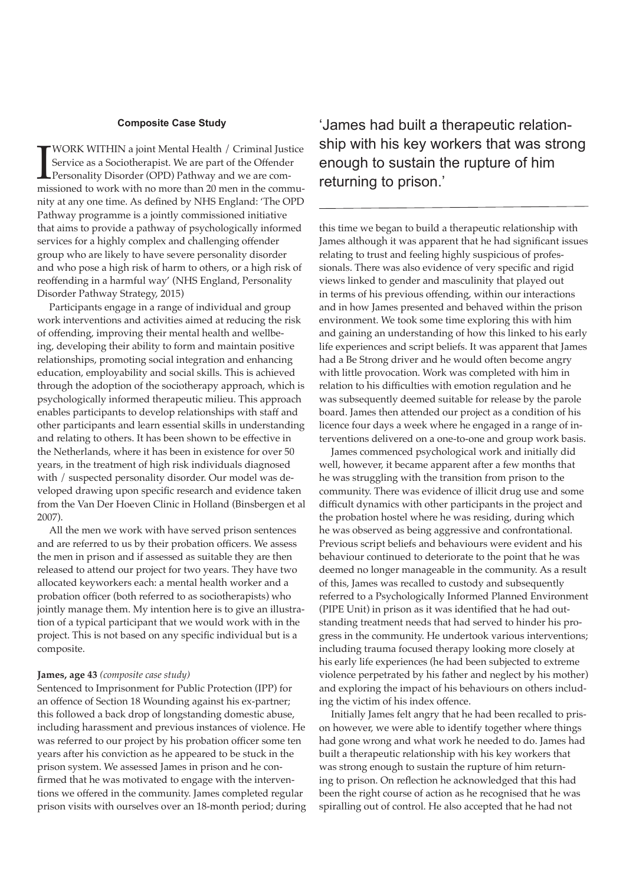### Composite Case Study

I WORK WITHIN a joint Mental Health / Criminal Justice Service as a Sociotherapist. We are part of the Offender Personality Disorder (OPD) Pathway and we are commissioned to work with no more than 20 men in the community at any one time. As defined by NHS England: 'The OPD Pathway programme is a jointly commissioned initiative that aims to provide a pathway of psychologically informed services for a highly complex and challenging offender group who are likely to have severe personality disorder and who pose a high risk of harm to others, or a high risk of reoffending in a harmful way' (NHS England, Personality Disorder Pathway Strategy, 2015)

Participants engage in a range of individual and group work interventions and activities aimed at reducing the risk of offending, improving their mental health and wellbeing, developing their ability to form and maintain positive relationships, promoting social integration and enhancing education, employability and social skills. This is achieved through the adoption of the sociotherapy approach, which is psychologically informed therapeutic milieu. This approach enables participants to develop relationships with staff and other participants and learn essential skills in understanding and relating to others. It has been shown to be effective in the Netherlands, where it has been in existence for over 50 years, in the treatment of high risk individuals diagnosed with / suspected personality disorder. Our model was developed drawing upon specific research and evidence taken from the Van Der Hoeven Clinic in Holland (Binsbergen et al 2007).

All the men we work with have served prison sentences and are referred to us by their probation officers. We assess the men in prison and if assessed as suitable they are then released to attend our project for two years. They have two allocated keyworkers each: a mental health worker and a probation officer (both referred to as sociotherapists) who jointly manage them. My intention here is to give an illustration of a typical participant that we would work with in the project. This is not based on any specific individual but is a composite.

**James, age 43** *(composite case study)*

Sentenced to Imprisonment for Public Protection (IPP) for an offence of Section 18 Wounding against his ex-partner; this followed a back drop of longstanding domestic abuse, including harassment and previous instances of violence. He was referred to our project by his probation officer some ten years after his conviction as he appeared to be stuck in the prison system. We assessed James in prison and he confirmed that he was motivated to engage with the interventions we offered in the community. James completed regular prison visits with ourselves over an 18-month period; during this time we began to build a therapeutic relationship with James although it was apparent that he had significant issues relating to trust and feeling highly suspicious of professionals. There was also evidence of very specific and rigid views linked to gender and masculinity that played out in terms of his previous offending, within our interactions and in how James presented and behaved within the prison environment. We took some time exploring this with him and gaining an understanding of how this linked to his early life experiences and script beliefs. It was apparent that James had a Be Strong driver and he would often become angry with little provocation. Work was completed with him in relation to his difficulties with emotion regulation and he was subsequently deemed suitable for release by the parole board. James then attended our project as a condition of his licence four days a week where he engaged in a range of interventions delivered on a one-to-one and group work basis.

> 'James had built a therapeutic relationship with his key workers that was strong enough to sustain the rupture of him returning to prison.'

James commenced psychological work and initially did well, however, it became apparent after a few months that he was struggling with the transition from prison to the community. There was evidence of illicit drug use and some difficult dynamics with other participants in the project and the probation hostel where he was residing, during which he was observed as being aggressive and confrontational. Previous script beliefs and behaviours were evident and his behaviour continued to deteriorate to the point that he was deemed no longer manageable in the community. As a result of this, James was recalled to custody and subsequently referred to a Psychologically Informed Planned Environment (PIPE Unit) in prison as it was identified that he had outstanding treatment needs that had served to hinder his progress in the community. He undertook various interventions; including trauma focused therapy looking more closely at his early life experiences (he had been subjected to extreme violence perpetrated by his father and neglect by his mother) and exploring the impact of his behaviours on others including the victim of his index offence.

Initially James felt angry that he had been recalled to prison however, we were able to identify together where things had gone wrong and what work he needed to do. James had built a therapeutic relationship with his key workers that was strong enough to sustain the rupture of him returning to prison. On reflection he acknowledged that this had been the right course of action as he recognised that he was spiralling out of control. He also accepted that he had not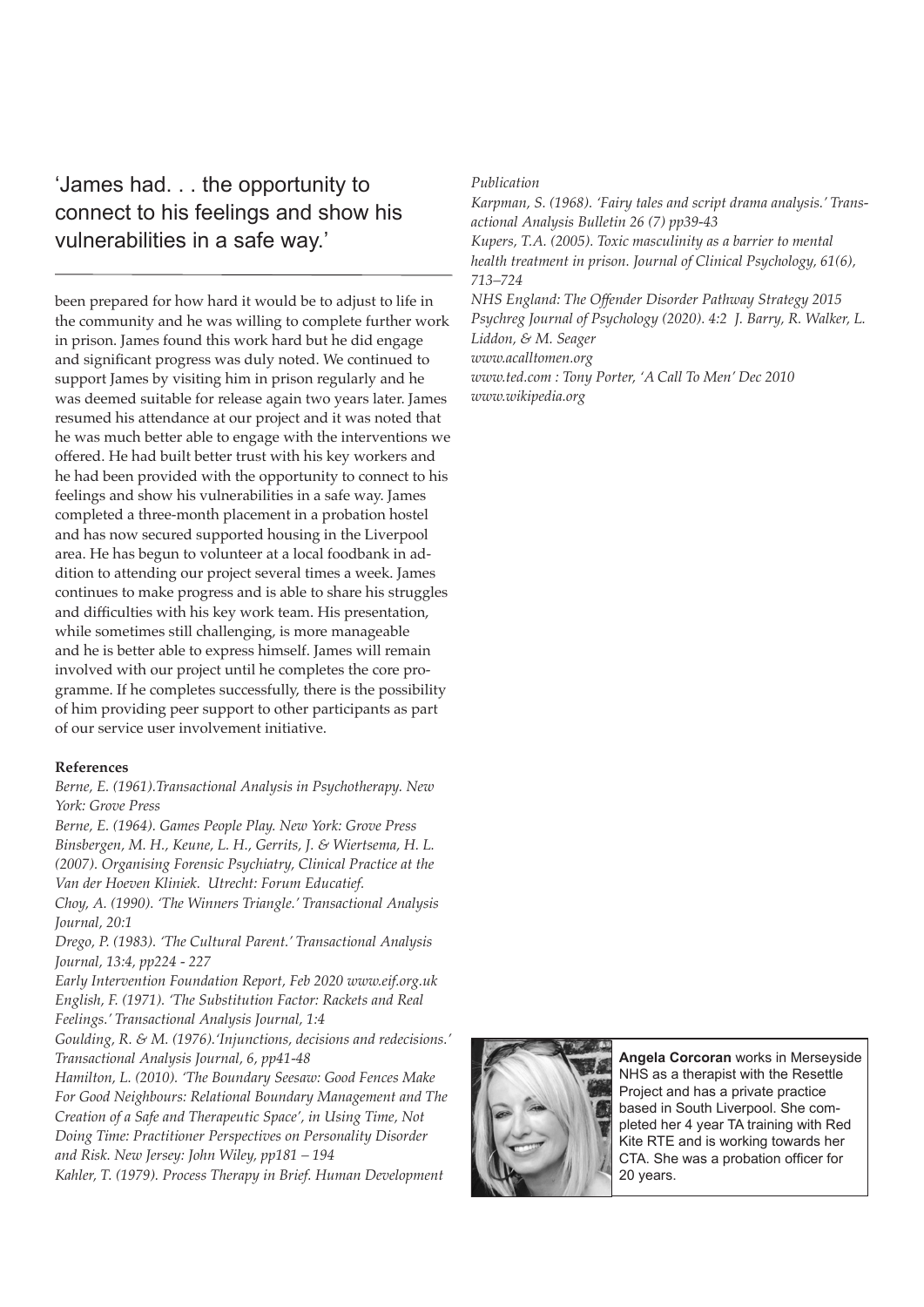> 'James had. . . the opportunity to connect to his feelings and show his vulnerabilities in a safe way.'

been prepared for how hard it would be to adjust to life in the community and he was willing to complete further work in prison. James found this work hard but he did engage and significant progress was duly noted. We continued to support James by visiting him in prison regularly and he was deemed suitable for release again two years later. James resumed his attendance at our project and it was noted that he was much better able to engage with the interventions we offered. He had built better trust with his key workers and he had been provided with the opportunity to connect to his feelings and show his vulnerabilities in a safe way. James completed a three-month placement in a probation hostel and has now secured supported housing in the Liverpool area. He has begun to volunteer at a local foodbank in addition to attending our project several times a week. James continues to make progress and is able to share his struggles and difficulties with his key work team. His presentation, while sometimes still challenging, is more manageable and he is better able to express himself. James will remain involved with our project until he completes the core programme. If he completes successfully, there is the possibility of him providing peer support to other participants as part of our service user involvement initiative.

**References**

*Berne, E. (1961).Transactional Analysis in Psychotherapy. New York: Grove Press*

*Berne, E. (1964). Games People Play. New York: Grove Press*

*Binsbergen, M. H., Keune, L. H., Gerrits, J. & Wiertsema, H. L. (2007). Organising Forensic Psychiatry, Clinical Practice at the Van der Hoeven Kliniek. Utrecht: Forum Educatief.*

*Choy, A. (1990). 'The Winners Triangle.' Transactional Analysis Journal, 20:1*

*Drego, P. (1983). 'The Cultural Parent.' Transactional Analysis Journal, 13:4, pp224 - 227*

*Early Intervention Foundation Report, Feb 2020 www.eif.org.uk*

*English, F. (1971). 'The Substitution Factor: Rackets and Real Feelings.' Transactional Analysis Journal, 1:4*

*Goulding, R. & M. (1976).'Injunctions, decisions and redecisions.' Transactional Analysis Journal, 6, pp41-48*

*Hamilton, L. (2010). 'The Boundary Seesaw: Good Fences Make For Good Neighbours: Relational Boundary Management and The Creation of a Safe and Therapeutic Space', in Using Time, Not Doing Time: Practitioner Perspectives on Personality Disorder and Risk. New Jersey: John Wiley, pp181 – 194*

*Kahler, T. (1979). Process Therapy in Brief. Human Development Publication*

*Karpman, S. (1968). 'Fairy tales and script drama analysis.' Transactional Analysis Bulletin 26 (7) pp39-43*

*Kupers, T.A. (2005). Toxic masculinity as a barrier to mental health treatment in prison. Journal of Clinical Psychology, 61(6), 713–724*

*NHS England: The Offender Disorder Pathway Strategy 2015*

*Psychreg Journal of Psychology (2020). 4:2 J. Barry, R. Walker, L. Liddon, & M. Seager*

*www.acalltomen.org*

*www.ted.com : Tony Porter, 'A Call To Men' Dec 2010*

*www.wikipedia.org*

**Angela Corcoran** works in Merseyside NHS as a therapist with the Resettle Project and has a private practice based in South Liverpool. She completed her 4 year TA training with Red Kite RTE and is working towards her CTA. She was a probation officer for 20 years.